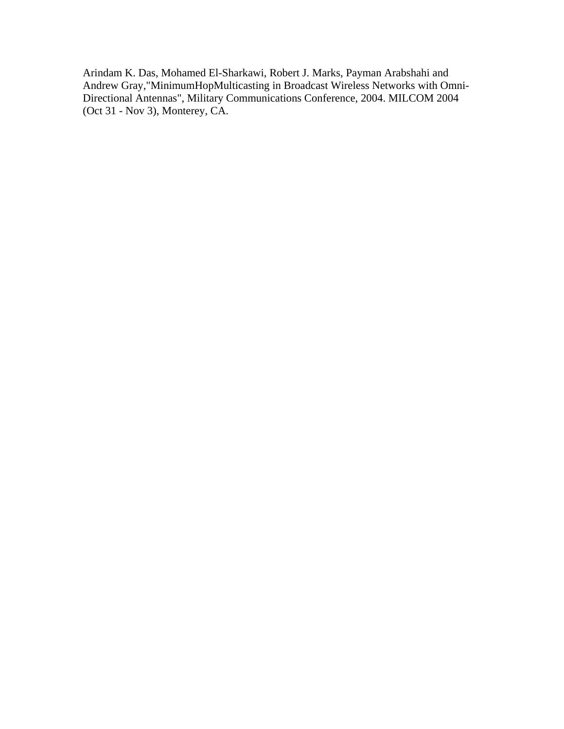Arindam K. Das, Mohamed El-Sharkawi, Robert J. Marks, Payman Arabshahi and Andrew Gray,"MinimumHopMulticasting in Broadcast Wireless Networks with Omni-Directional Antennas", Military Communications Conference, 2004. MILCOM 2004 (Oct 31 - Nov 3), Monterey, CA.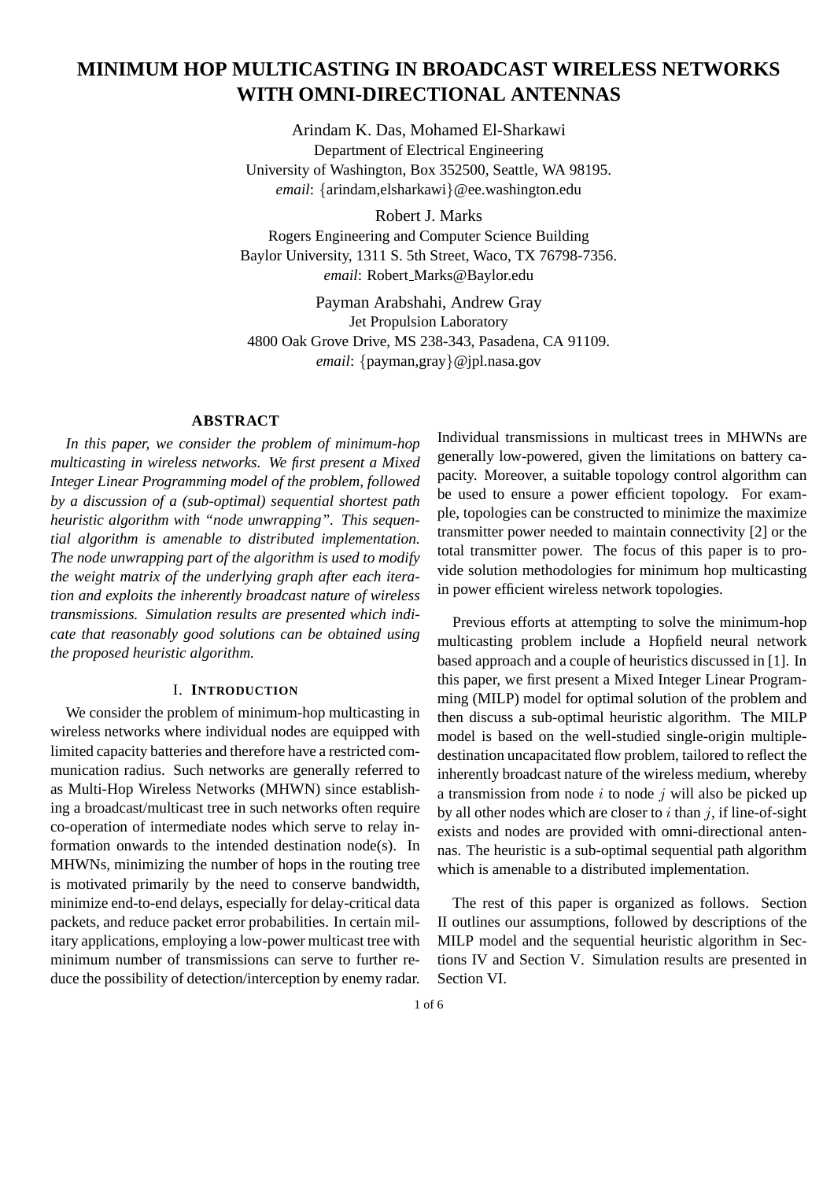# MINIMUM HOP MULTICASTING IN BROADCAST WIRELESS NETWORKS WITH OMNI-DIRECTIONAL ANTENNAS

Arindam K. Das, Mohamed El-Sharkawi
Department of Electrical Engineering
University of Washington, Box 352500, Seattle, WA 98195.
*email*: {arindam,elsharkawi}@ee.washington.edu

Robert J. Marks
Rogers Engineering and Computer Science Building
Baylor University, 1311 S. 5th Street, Waco, TX 76798-7356.
*email*: Robert_Marks@Baylor.edu

Payman Arabshahi, Andrew Gray
Jet Propulsion Laboratory
4800 Oak Grove Drive, MS 238-343, Pasadena, CA 91109.
*email*: {payman,gray}@jpl.nasa.gov

## ABSTRACT

*In this paper, we consider the problem of minimum-hop multicasting in wireless networks. We first present a Mixed Integer Linear Programming model of the problem, followed by a discussion of a (sub-optimal) sequential shortest path heuristic algorithm with "node unwrapping". This sequential algorithm is amenable to distributed implementation. The node unwrapping part of the algorithm is used to modify the weight matrix of the underlying graph after each iteration and exploits the inherently broadcast nature of wireless transmissions. Simulation results are presented which indicate that reasonably good solutions can be obtained using the proposed heuristic algorithm.*

## I. INTRODUCTION

We consider the problem of minimum-hop multicasting in wireless networks where individual nodes are equipped with limited capacity batteries and therefore have a restricted communication radius. Such networks are generally referred to as Multi-Hop Wireless Networks (MHWN) since establishing a broadcast/multicast tree in such networks often require co-operation of intermediate nodes which serve to relay information onwards to the intended destination node(s). In MHWNs, minimizing the number of hops in the routing tree is motivated primarily by the need to conserve bandwidth, minimize end-to-end delays, especially for delay-critical data packets, and reduce packet error probabilities. In certain military applications, employing a low-power multicast tree with minimum number of transmissions can serve to further reduce the possibility of detection/interception by enemy radar. Individual transmissions in multicast trees in MHWNs are generally low-powered, given the limitations on battery capacity. Moreover, a suitable topology control algorithm can be used to ensure a power efficient topology. For example, topologies can be constructed to minimize the maximize transmitter power needed to maintain connectivity [2] or the total transmitter power. The focus of this paper is to provide solution methodologies for minimum hop multicasting in power efficient wireless network topologies.

Previous efforts at attempting to solve the minimum-hop multicasting problem include a Hopfield neural network based approach and a couple of heuristics discussed in [1]. In this paper, we first present a Mixed Integer Linear Programming (MILP) model for optimal solution of the problem and then discuss a sub-optimal heuristic algorithm. The MILP model is based on the well-studied single-origin multiple-destination uncapacitated flow problem, tailored to reflect the inherently broadcast nature of the wireless medium, whereby a transmission from node $i$ to node $j$ will also be picked up by all other nodes which are closer to $i$ than $j$, if line-of-sight exists and nodes are provided with omni-directional antennas. The heuristic is a sub-optimal sequential path algorithm which is amenable to a distributed implementation.

The rest of this paper is organized as follows. Section II outlines our assumptions, followed by descriptions of the MILP model and the sequential heuristic algorithm in Sections IV and Section V. Simulation results are presented in Section VI.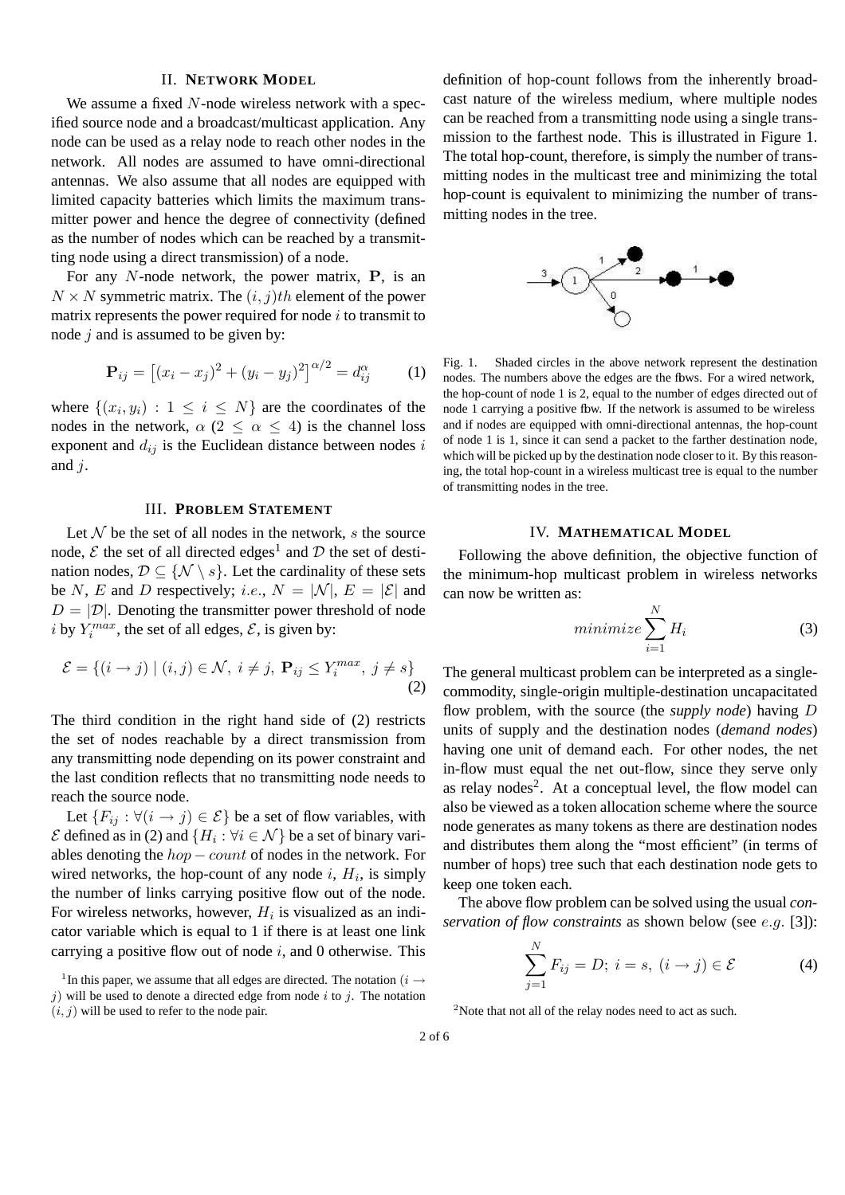## II. NETWORK MODEL

We assume a fixed $N$-node wireless network with a specified source node and a broadcast/multicast application. Any node can be used as a relay node to reach other nodes in the network. All nodes are assumed to have omni-directional antennas. We also assume that all nodes are equipped with limited capacity batteries which limits the maximum transmitter power and hence the degree of connectivity (defined as the number of nodes which can be reached by a transmitting node using a direct transmission) of a node.

For any $N$-node network, the power matrix, $\mathbf{P}$, is an $N \times N$ symmetric matrix. The $(i,j)th$ element of the power matrix represents the power required for node $i$ to transmit to node $j$ and is assumed to be given by:

$$\mathbf{P}_{ij} = \left[(x_i - x_j)^2 + (y_i - y_j)^2\right]^{\alpha/2} = d_{ij}^{\alpha} \tag{1}$$

where $\{(x_i, y_i) : 1 \leq i \leq N\}$ are the coordinates of the nodes in the network, $\alpha$ ($2 \leq \alpha \leq 4$) is the channel loss exponent and $d_{ij}$ is the Euclidean distance between nodes $i$ and $j$.

## III. PROBLEM STATEMENT

Let $\mathcal{N}$ be the set of all nodes in the network, $s$ the source node, $\mathcal{E}$ the set of all directed edges[1] and $\mathcal{D}$ the set of destination nodes, $\mathcal{D} \subseteq \{\mathcal{N} \setminus s\}$. Let the cardinality of these sets be $N$, $E$ and $D$ respectively; *i.e.*, $N = |\mathcal{N}|$, $E = |\mathcal{E}|$ and $D = |\mathcal{D}|$. Denoting the transmitter power threshold of node $i$ by $Y_i^{max}$, the set of all edges, $\mathcal{E}$, is given by:

$$\mathcal{E} = \{(i \rightarrow j) \mid (i,j) \in \mathcal{N},\ i \neq j,\ \mathbf{P}_{ij} \leq Y_i^{max},\ j \neq s\} \tag{2}$$

The third condition in the right hand side of (2) restricts the set of nodes reachable by a direct transmission from any transmitting node depending on its power constraint and the last condition reflects that no transmitting node needs to reach the source node.

Let $\{F_{ij} : \forall (i \rightarrow j) \in \mathcal{E}\}$ be a set of flow variables, with $\mathcal{E}$ defined as in (2) and $\{H_i : \forall i \in \mathcal{N}\}$ be a set of binary variables denoting the $hop-count$ of nodes in the network. For wired networks, the hop-count of any node $i$, $H_i$, is simply the number of links carrying positive flow out of the node. For wireless networks, however, $H_i$ is visualized as an indicator variable which is equal to 1 if there is at least one link carrying a positive flow out of node $i$, and 0 otherwise. This definition of hop-count follows from the inherently broadcast nature of the wireless medium, where multiple nodes can be reached from a transmitting node using a single transmission to the farthest node. This is illustrated in Figure 1. The total hop-count, therefore, is simply the number of transmitting nodes in the multicast tree and minimizing the total hop-count is equivalent to minimizing the number of transmitting nodes in the tree.

Fig. 1. Shaded circles in the above network represent the destination nodes. The numbers above the edges are the flows. For a wired network, the hop-count of node 1 is 2, equal to the number of edges directed out of node 1 carrying a positive flow. If the network is assumed to be wireless and if nodes are equipped with omni-directional antennas, the hop-count of node 1 is 1, since it can send a packet to the farther destination node, which will be picked up by the destination node closer to it. By this reasoning, the total hop-count in a wireless multicast tree is equal to the number of transmitting nodes in the tree.

[1] In this paper, we assume that all edges are directed. The notation $(i \rightarrow j)$ will be used to denote a directed edge from node $i$ to $j$. The notation $(i,j)$ will be used to refer to the node pair.

## IV. MATHEMATICAL MODEL

Following the above definition, the objective function of the minimum-hop multicast problem in wireless networks can now be written as:

$$minimize \sum_{i=1}^{N} H_i \tag{3}$$

The general multicast problem can be interpreted as a single-commodity, single-origin multiple-destination uncapacitated flow problem, with the source (the *supply node*) having $D$ units of supply and the destination nodes (*demand nodes*) having one unit of demand each. For other nodes, the net in-flow must equal the net out-flow, since they serve only as relay nodes[2]. At a conceptual level, the flow model can also be viewed as a token allocation scheme where the source node generates as many tokens as there are destination nodes and distributes them along the "most efficient" (in terms of number of hops) tree such that each destination node gets to keep one token each.

The above flow problem can be solved using the usual *conservation of flow constraints* as shown below (see *e.g.* [3]):

$$\sum_{j=1}^{N} F_{ij} = D;\ i = s,\ (i \rightarrow j) \in \mathcal{E} \tag{4}$$

[2] Note that not all of the relay nodes need to act as such.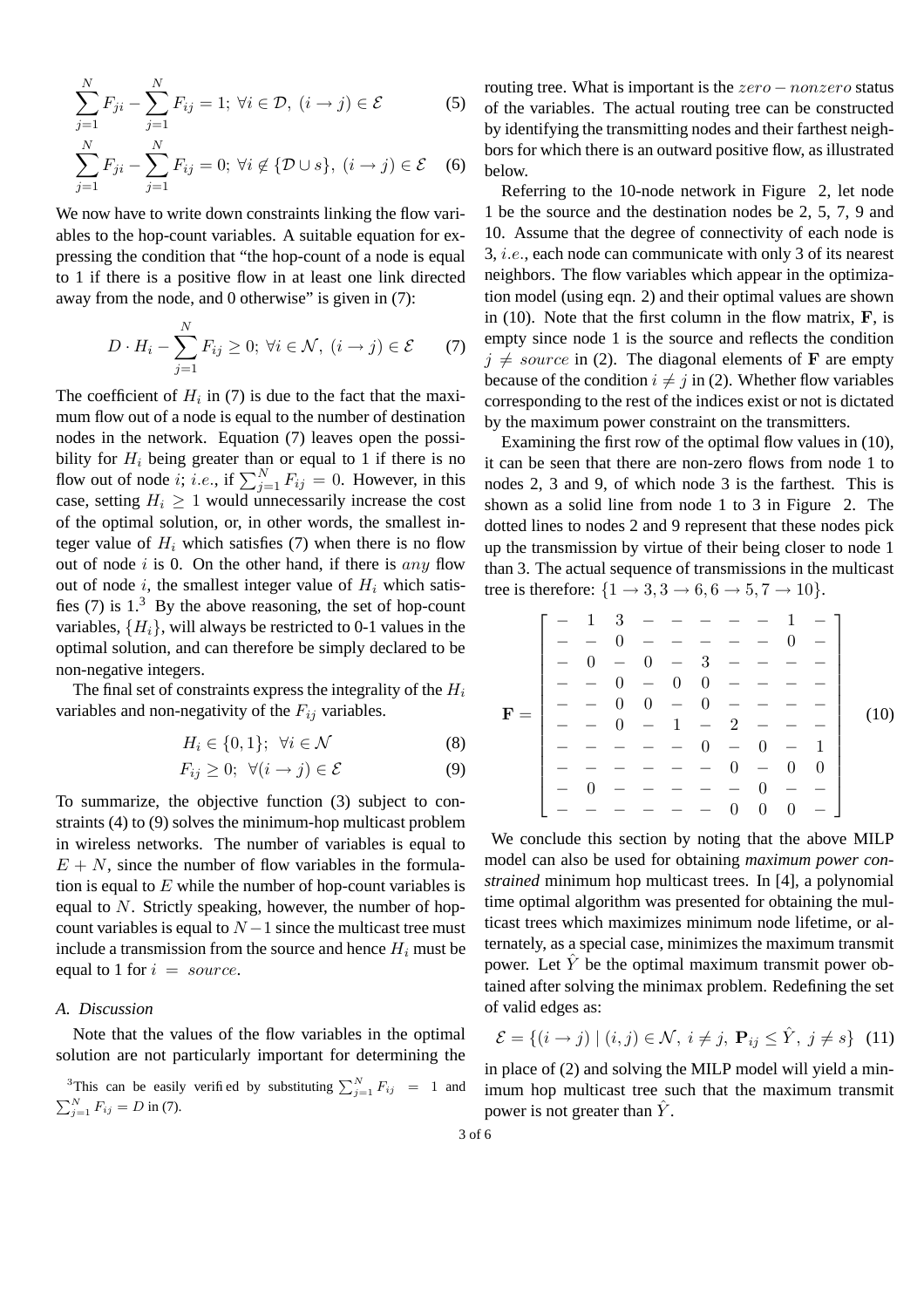$$\sum_{j=1}^{N} F_{ji} - \sum_{j=1}^{N} F_{ij} = 1;\ \forall i \in \mathcal{D},\ (i \rightarrow j) \in \mathcal{E} \quad (5)$$

$$\sum_{j=1}^{N} F_{ji} - \sum_{j=1}^{N} F_{ij} = 0;\ \forall i \notin \{\mathcal{D} \cup s\},\ (i \rightarrow j) \in \mathcal{E} \quad (6)$$

We now have to write down constraints linking the flow variables to the hop-count variables. A suitable equation for expressing the condition that "the hop-count of a node is equal to 1 if there is a positive flow in at least one link directed away from the node, and 0 otherwise" is given in (7):

$$D \cdot H_i - \sum_{j=1}^{N} F_{ij} \geq 0;\ \forall i \in \mathcal{N},\ (i \rightarrow j) \in \mathcal{E} \quad (7)$$

The coefficient of $H_i$ in (7) is due to the fact that the maximum flow out of a node is equal to the number of destination nodes in the network. Equation (7) leaves open the possibility for $H_i$ being greater than or equal to 1 if there is no flow out of node $i$; *i.e.*, if $\sum_{j=1}^{N} F_{ij} = 0$. However, in this case, setting $H_i \geq 1$ would unnecessarily increase the cost of the optimal solution, or, in other words, the smallest integer value of $H_i$ which satisfies (7) when there is no flow out of node $i$ is 0. On the other hand, if there is *any* flow out of node $i$, the smallest integer value of $H_i$ which satisfies (7) is 1.[3] By the above reasoning, the set of hop-count variables, $\{H_i\}$, will always be restricted to 0-1 values in the optimal solution, and can therefore be simply declared to be non-negative integers.

The final set of constraints express the integrality of the $H_i$ variables and non-negativity of the $F_{ij}$ variables.

$$H_i \in \{0, 1\};\ \ \forall i \in \mathcal{N} \quad (8)$$

$$F_{ij} \geq 0;\ \ \forall (i \rightarrow j) \in \mathcal{E} \quad (9)$$

To summarize, the objective function (3) subject to constraints (4) to (9) solves the minimum-hop multicast problem in wireless networks. The number of variables is equal to $E + N$, since the number of flow variables in the formulation is equal to $E$ while the number of hop-count variables is equal to $N$. Strictly speaking, however, the number of hop-count variables is equal to $N - 1$ since the multicast tree must include a transmission from the source and hence $H_i$ must be equal to 1 for $i = source$.

### A. Discussion

Note that the values of the flow variables in the optimal solution are not particularly important for determining the routing tree. What is important is the $zero - nonzero$ status of the variables. The actual routing tree can be constructed by identifying the transmitting nodes and their farthest neighbors for which there is an outward positive flow, as illustrated below.

Referring to the 10-node network in Figure 2, let node 1 be the source and the destination nodes be 2, 5, 7, 9 and 10. Assume that the degree of connectivity of each node is 3, *i.e.*, each node can communicate with only 3 of its nearest neighbors. The flow variables which appear in the optimization model (using eqn. 2) and their optimal values are shown in (10). Note that the first column in the flow matrix, $\mathbf{F}$, is empty since node 1 is the source and reflects the condition $j \neq source$ in (2). The diagonal elements of $\mathbf{F}$ are empty because of the condition $i \neq j$ in (2). Whether flow variables corresponding to the rest of the indices exist or not is dictated by the maximum power constraint on the transmitters.

Examining the first row of the optimal flow values in (10), it can be seen that there are non-zero flows from node 1 to nodes 2, 3 and 9, of which node 3 is the farthest. This is shown as a solid line from node 1 to 3 in Figure 2. The dotted lines to nodes 2 and 9 represent that these nodes pick up the transmission by virtue of their being closer to node 1 than 3. The actual sequence of transmissions in the multicast tree is therefore: $\{1 \rightarrow 3, 3 \rightarrow 6, 6 \rightarrow 5, 7 \rightarrow 10\}$.

$$\mathbf{F} = \begin{bmatrix} - & 1 & 3 & - & - & - & - & - & 1 & - \\ - & - & 0 & - & - & - & - & - & 0 & - \\ - & 0 & - & 0 & - & 3 & - & - & - & - \\ - & - & 0 & - & 0 & 0 & - & - & - & - \\ - & - & 0 & 0 & - & 0 & - & - & - & - \\ - & - & 0 & - & 1 & - & 2 & - & - & - \\ - & - & - & - & - & 0 & - & 0 & - & 1 \\ - & - & - & - & - & - & 0 & - & 0 & 0 \\ - & 0 & - & - & - & - & - & 0 & - & - \\ - & - & - & - & - & - & 0 & 0 & 0 & - \end{bmatrix} \quad (10)$$

We conclude this section by noting that the above MILP model can also be used for obtaining *maximum power constrained* minimum hop multicast trees. In [4], a polynomial time optimal algorithm was presented for obtaining the multicast trees which maximizes minimum node lifetime, or alternately, as a special case, minimizes the maximum transmit power. Let $\hat{Y}$ be the optimal maximum transmit power obtained after solving the minimax problem. Redefining the set of valid edges as:

$$\mathcal{E} = \{(i \rightarrow j) \mid (i, j) \in \mathcal{N},\ i \neq j,\ \mathbf{P}_{ij} \leq \hat{Y},\ j \neq s\} \quad (11)$$

in place of (2) and solving the MILP model will yield a minimum hop multicast tree such that the maximum transmit power is not greater than $\hat{Y}$.

[3] This can be easily verified by substituting $\sum_{j=1}^{N} F_{ij} = 1$ and $\sum_{j=1}^{N} F_{ij} = D$ in (7).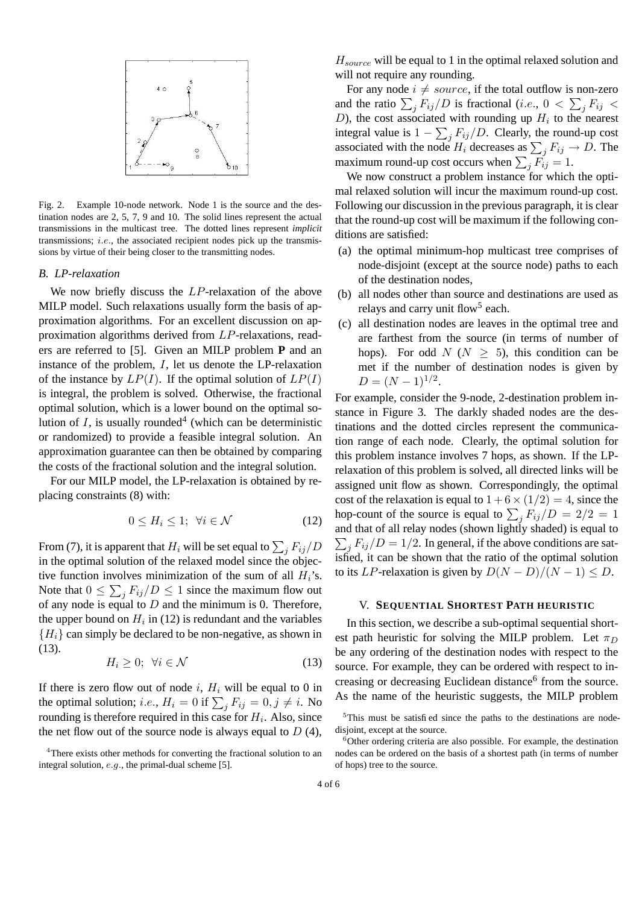Fig. 2. Example 10-node network. Node 1 is the source and the destination nodes are 2, 5, 7, 9 and 10. The solid lines represent the actual transmissions in the multicast tree. The dotted lines represent *implicit* transmissions; *i.e.*, the associated recipient nodes pick up the transmissions by virtue of their being closer to the transmitting nodes.

### B. LP-relaxation

We now briefly discuss the $LP$-relaxation of the above MILP model. Such relaxations usually form the basis of approximation algorithms. For an excellent discussion on approximation algorithms derived from $LP$-relaxations, readers are referred to [5]. Given an MILP problem **P** and an instance of the problem, $I$, let us denote the LP-relaxation of the instance by $LP(I)$. If the optimal solution of $LP(I)$ is integral, the problem is solved. Otherwise, the fractional optimal solution, which is a lower bound on the optimal solution of $I$, is usually rounded[4] (which can be deterministic or randomized) to provide a feasible integral solution. An approximation guarantee can then be obtained by comparing the costs of the fractional solution and the integral solution.

For our MILP model, the LP-relaxation is obtained by replacing constraints (8) with:

$$0 \leq H_i \leq 1; \;\; \forall i \in \mathcal{N} \tag{12}$$

From (7), it is apparent that $H_i$ will be set equal to $\sum_j F_{ij}/D$ in the optimal solution of the relaxed model since the objective function involves minimization of the sum of all $H_i$'s. Note that $0 \leq \sum_j F_{ij}/D \leq 1$ since the maximum flow out of any node is equal to $D$ and the minimum is 0. Therefore, the upper bound on $H_i$ in (12) is redundant and the variables $\{H_i\}$ can simply be declared to be non-negative, as shown in (13).

$$H_i \geq 0; \;\; \forall i \in \mathcal{N} \tag{13}$$

If there is zero flow out of node $i$, $H_i$ will be equal to 0 in the optimal solution; *i.e.*, $H_i = 0$ if $\sum_j F_{ij} = 0, j \neq i$. No rounding is therefore required in this case for $H_i$. Also, since the net flow out of the source node is always equal to $D$ (4), $H_{source}$ will be equal to 1 in the optimal relaxed solution and will not require any rounding.

For any node $i \neq source$, if the total outflow is non-zero and the ratio $\sum_j F_{ij}/D$ is fractional (*i.e.*, $0 < \sum_j F_{ij} < D$), the cost associated with rounding up $H_i$ to the nearest integral value is $1 - \sum_j F_{ij}/D$. Clearly, the round-up cost associated with the node $H_i$ decreases as $\sum_j F_{ij} \to D$. The maximum round-up cost occurs when $\sum_j F_{ij} = 1$.

We now construct a problem instance for which the optimal relaxed solution will incur the maximum round-up cost. Following our discussion in the previous paragraph, it is clear that the round-up cost will be maximum if the following conditions are satisfied:

(a) the optimal minimum-hop multicast tree comprises of node-disjoint (except at the source node) paths to each of the destination nodes,
(b) all nodes other than source and destinations are used as relays and carry unit flow[5] each.
(c) all destination nodes are leaves in the optimal tree and are farthest from the source (in terms of number of hops). For odd $N$ ($N \geq 5$), this condition can be met if the number of destination nodes is given by $D = (N-1)^{1/2}$.

For example, consider the 9-node, 2-destination problem instance in Figure 3. The darkly shaded nodes are the destinations and the dotted circles represent the communication range of each node. Clearly, the optimal solution for this problem instance involves 7 hops, as shown. If the LP-relaxation of this problem is solved, all directed links will be assigned unit flow as shown. Correspondingly, the optimal cost of the relaxation is equal to $1 + 6 \times (1/2) = 4$, since the hop-count of the source is equal to $\sum_j F_{ij}/D = 2/2 = 1$ and that of all relay nodes (shown lightly shaded) is equal to $\sum_j F_{ij}/D = 1/2$. In general, if the above conditions are satisfied, it can be shown that the ratio of the optimal solution to its $LP$-relaxation is given by $D(N-D)/(N-1) \leq D$.

## V. Sequential Shortest Path heuristic

In this section, we describe a sub-optimal sequential shortest path heuristic for solving the MILP problem. Let $\pi_D$ be any ordering of the destination nodes with respect to the source. For example, they can be ordered with respect to increasing or decreasing Euclidean distance[6] from the source. As the name of the heuristic suggests, the MILP problem

[4] There exists other methods for converting the fractional solution to an integral solution, *e.g.*, the primal-dual scheme [5].

[5] This must be satisfied since the paths to the destinations are node-disjoint, except at the source.

[6] Other ordering criteria are also possible. For example, the destination nodes can be ordered on the basis of a shortest path (in terms of number of hops) tree to the source.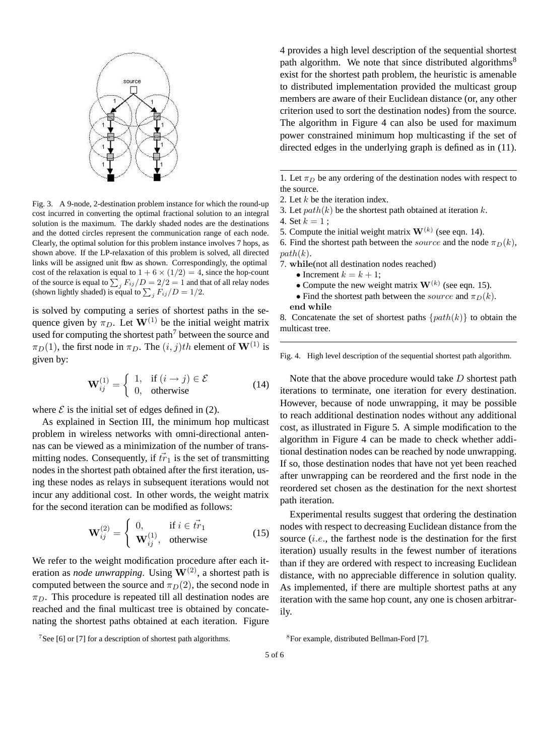Fig. 3. A 9-node, 2-destination problem instance for which the round-up cost incurred in converting the optimal fractional solution to an integral solution is the maximum. The darkly shaded nodes are the destinations and the dotted circles represent the communication range of each node. Clearly, the optimal solution for this problem instance involves 7 hops, as shown above. If the LP-relaxation of this problem is solved, all directed links will be assigned unit flow as shown. Correspondingly, the optimal cost of the relaxation is equal to $1 + 6 \times (1/2) = 4$, since the hop-count of the source is equal to $\sum_j F_{ij}/D = 2/2 = 1$ and that of all relay nodes (shown lightly shaded) is equal to $\sum_j F_{ij}/D = 1/2$.

is solved by computing a series of shortest paths in the sequence given by $\pi_D$. Let $\mathbf{W}^{(1)}$ be the initial weight matrix used for computing the shortest path[7] between the source and $\pi_D(1)$, the first node in $\pi_D$. The $(i,j)th$ element of $\mathbf{W}^{(1)}$ is given by:

$$\mathbf{W}_{ij}^{(1)} = \begin{cases} 1, & \text{if } (i \to j) \in \mathcal{E} \\ 0, & \text{otherwise} \end{cases} \tag{14}$$

where $\mathcal{E}$ is the initial set of edges defined in (2).

As explained in Section III, the minimum hop multicast problem in wireless networks with omni-directional antennas can be viewed as a minimization of the number of transmitting nodes. Consequently, if $\vec{tr}_1$ is the set of transmitting nodes in the shortest path obtained after the first iteration, using these nodes as relays in subsequent iterations would not incur any additional cost. In other words, the weight matrix for the second iteration can be modified as follows:

$$\mathbf{W}_{ij}^{(2)} = \begin{cases} 0, & \text{if } i \in \vec{tr}_1 \\ \mathbf{W}_{ij}^{(1)}, & \text{otherwise} \end{cases} \tag{15}$$

We refer to the weight modification procedure after each iteration as *node unwrapping*. Using $\mathbf{W}^{(2)}$, a shortest path is computed between the source and $\pi_D(2)$, the second node in $\pi_D$. This procedure is repeated till all destination nodes are reached and the final multicast tree is obtained by concatenating the shortest paths obtained at each iteration. Figure 4 provides a high level description of the sequential shortest path algorithm. We note that since distributed algorithms[8] exist for the shortest path problem, the heuristic is amenable to distributed implementation provided the multicast group members are aware of their Euclidean distance (or, any other criterion used to sort the destination nodes) from the source. The algorithm in Figure 4 can also be used for maximum power constrained minimum hop multicasting if the set of directed edges in the underlying graph is defined as in (11).

---

1. Let $\pi_D$ be any ordering of the destination nodes with respect to the source.
2. Let $k$ be the iteration index.
3. Let $path(k)$ be the shortest path obtained at iteration $k$.
4. Set $k = 1$ ;
5. Compute the initial weight matrix $\mathbf{W}^{(k)}$ (see eqn. 14).
6. Find the shortest path between the $source$ and the node $\pi_D(k)$, $path(k)$.
7. **while**(not all destination nodes reached)
   - Increment $k = k + 1$;
   - Compute the new weight matrix $\mathbf{W}^{(k)}$ (see eqn. 15).
   - Find the shortest path between the $source$ and $\pi_D(k)$.

   **end while**
8. Concatenate the set of shortest paths $\{path(k)\}$ to obtain the multicast tree.

---

Fig. 4. High level description of the sequential shortest path algorithm.

Note that the above procedure would take $D$ shortest path iterations to terminate, one iteration for every destination. However, because of node unwrapping, it may be possible to reach additional destination nodes without any additional cost, as illustrated in Figure 5. A simple modification to the algorithm in Figure 4 can be made to check whether additional destination nodes can be reached by node unwrapping. If so, those destination nodes that have not yet been reached after unwrapping can be reordered and the first node in the reordered set chosen as the destination for the next shortest path iteration.

Experimental results suggest that ordering the destination nodes with respect to decreasing Euclidean distance from the source (*i.e.*, the farthest node is the destination for the first iteration) usually results in the fewest number of iterations than if they are ordered with respect to increasing Euclidean distance, with no appreciable difference in solution quality. As implemented, if there are multiple shortest paths at any iteration with the same hop count, any one is chosen arbitrarily.

[7] See [6] or [7] for a description of shortest path algorithms.

[8] For example, distributed Bellman-Ford [7].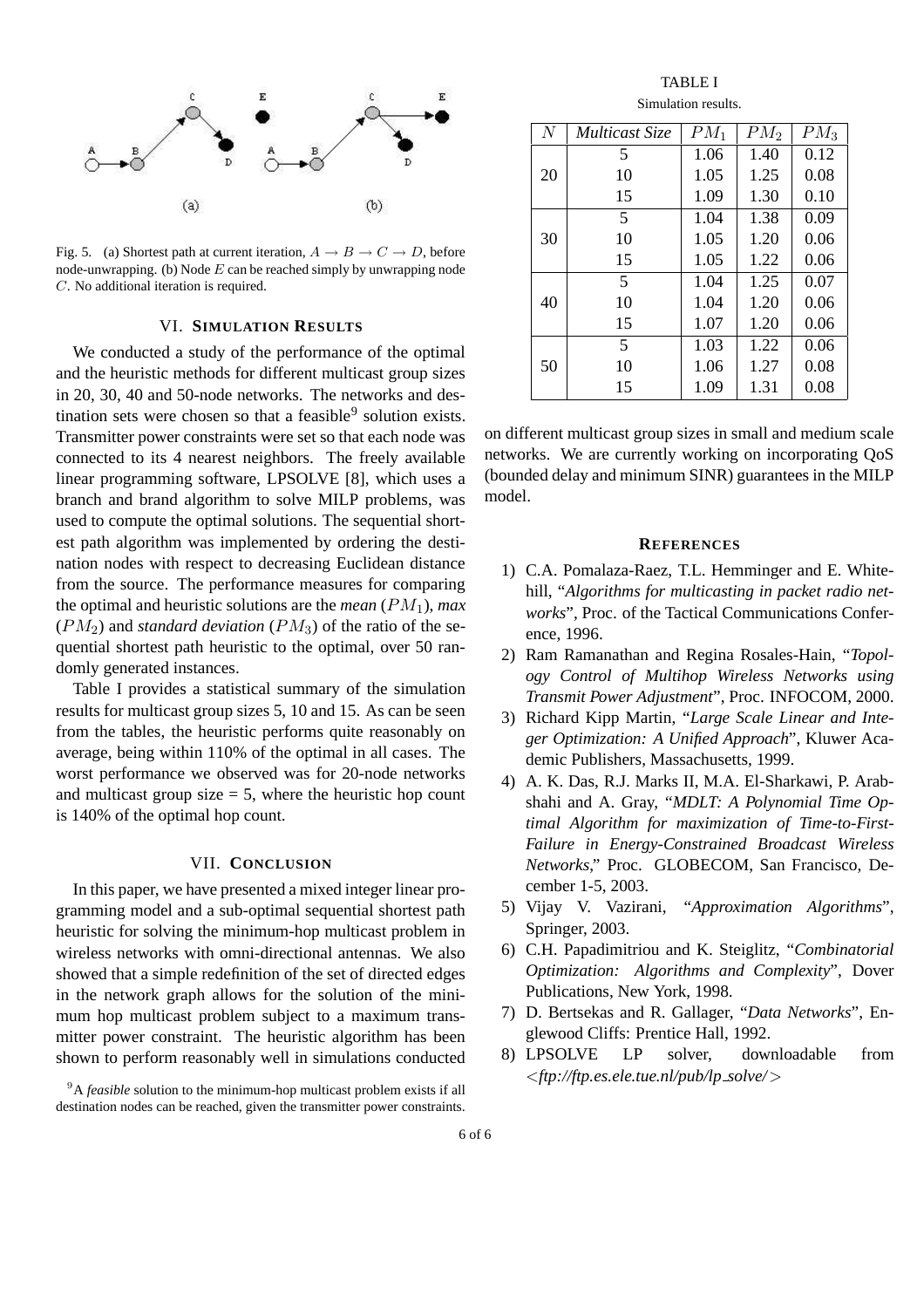A B C D E (a)

A B C D E (b)

Fig. 5. (a) Shortest path at current iteration, $A \rightarrow B \rightarrow C \rightarrow D$, before node-unwrapping. (b) Node $E$ can be reached simply by unwrapping node $C$. No additional iteration is required.

## VI. Simulation Results

We conducted a study of the performance of the optimal and the heuristic methods for different multicast group sizes in 20, 30, 40 and 50-node networks. The networks and destination sets were chosen so that a feasible[9] solution exists. Transmitter power constraints were set so that each node was connected to its 4 nearest neighbors. The freely available linear programming software, LPSOLVE [8], which uses a branch and brand algorithm to solve MILP problems, was used to compute the optimal solutions. The sequential shortest path algorithm was implemented by ordering the destination nodes with respect to decreasing Euclidean distance from the source. The performance measures for comparing the optimal and heuristic solutions are the *mean* ($PM_1$), *max* ($PM_2$) and *standard deviation* ($PM_3$) of the ratio of the sequential shortest path heuristic to the optimal, over 50 randomly generated instances.

Table I provides a statistical summary of the simulation results for multicast group sizes 5, 10 and 15. As can be seen from the tables, the heuristic performs quite reasonably on average, being within 110% of the optimal in all cases. The worst performance we observed was for 20-node networks and multicast group size = 5, where the heuristic hop count is 140% of the optimal hop count.

[9]A *feasible* solution to the minimum-hop multicast problem exists if all destination nodes can be reached, given the transmitter power constraints.

TABLE I

Simulation results.

| $N$ | *Multicast Size* | $PM_1$ | $PM_2$ | $PM_3$ |
|---|---|---|---|---|
| 20 | 5 | 1.06 | 1.40 | 0.12 |
| | 10 | 1.05 | 1.25 | 0.08 |
| | 15 | 1.09 | 1.30 | 0.10 |
| 30 | 5 | 1.04 | 1.38 | 0.09 |
| | 10 | 1.05 | 1.20 | 0.06 |
| | 15 | 1.05 | 1.22 | 0.06 |
| 40 | 5 | 1.04 | 1.25 | 0.07 |
| | 10 | 1.04 | 1.20 | 0.06 |
| | 15 | 1.07 | 1.20 | 0.06 |
| 50 | 5 | 1.03 | 1.22 | 0.06 |
| | 10 | 1.06 | 1.27 | 0.08 |
| | 15 | 1.09 | 1.31 | 0.08 |

## VII. Conclusion

In this paper, we have presented a mixed integer linear programming model and a sub-optimal sequential shortest path heuristic for solving the minimum-hop multicast problem in wireless networks with omni-directional antennas. We also showed that a simple redefinition of the set of directed edges in the network graph allows for the solution of the minimum hop multicast problem subject to a maximum transmitter power constraint. The heuristic algorithm has been shown to perform reasonably well in simulations conducted on different multicast group sizes in small and medium scale networks. We are currently working on incorporating QoS (bounded delay and minimum SINR) guarantees in the MILP model.

## References

1) C.A. Pomalaza-Raez, T.L. Hemminger and E. Whitehill, "*Algorithms for multicasting in packet radio networks*", Proc. of the Tactical Communications Conference, 1996.
2) Ram Ramanathan and Regina Rosales-Hain, "*Topology Control of Multihop Wireless Networks using Transmit Power Adjustment*", Proc. INFOCOM, 2000.
3) Richard Kipp Martin, "*Large Scale Linear and Integer Optimization: A Unified Approach*", Kluwer Academic Publishers, Massachusetts, 1999.
4) A. K. Das, R.J. Marks II, M.A. El-Sharkawi, P. Arabshahi and A. Gray, "*MDLT: A Polynomial Time Optimal Algorithm for maximization of Time-to-First-Failure in Energy-Constrained Broadcast Wireless Networks*," Proc. GLOBECOM, San Francisco, December 1-5, 2003.
5) Vijay V. Vazirani, "*Approximation Algorithms*", Springer, 2003.
6) C.H. Papadimitriou and K. Steiglitz, "*Combinatorial Optimization: Algorithms and Complexity*", Dover Publications, New York, 1998.
7) D. Bertsekas and R. Gallager, "*Data Networks*", Englewood Cliffs: Prentice Hall, 1992.
8) LPSOLVE LP solver, downloadable from <*ftp://ftp.es.ele.tue.nl/pub/lp_solve/*>